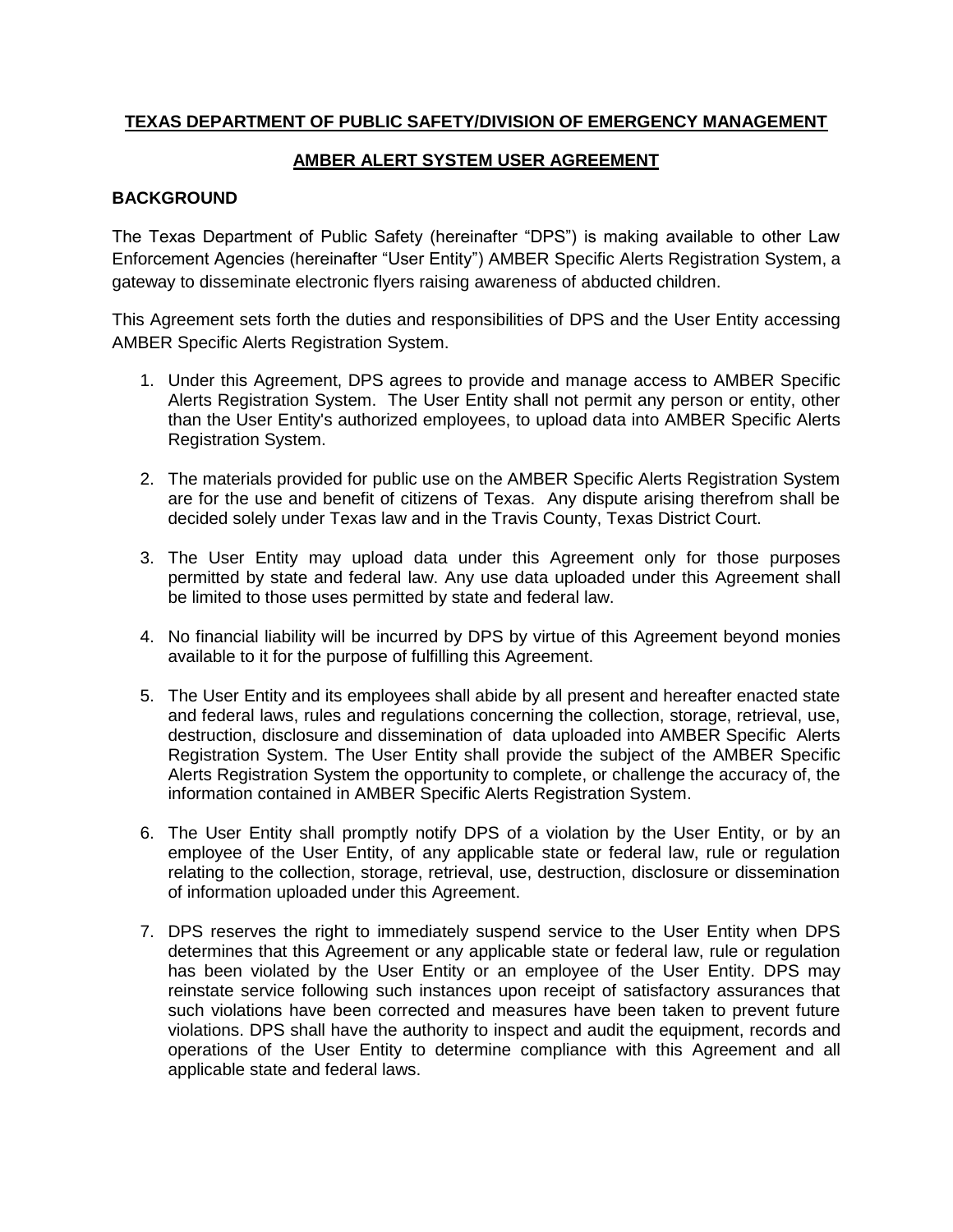**TEXAS DEPARTMENT OF PUBLIC SAFETY/DIVISION OF EMERGENCY MANAGEMENT**

**AMBER ALERT SYSTEM USER AGREEMENT**

**BACKGROUND**

The Texas Department of Public Safety (hereinafter "DPS") is making available to other Law Enforcement Agencies (hereinafter "User Entity") AMBER Specific Alerts Registration System, a gateway to disseminate electronic flyers raising awareness of abducted children.

This Agreement sets forth the duties and responsibilities of DPS and the User Entity accessing AMBER Specific Alerts Registration System.

1. Under this Agreement, DPS agrees to provide and manage access to AMBER Specific Alerts Registration System. The User Entity shall not permit any person or entity, other than the User Entity's authorized employees, to upload data into AMBER Specific Alerts Registration System.

2. The materials provided for public use on the AMBER Specific Alerts Registration System are for the use and benefit of citizens of Texas. Any dispute arising therefrom shall be decided solely under Texas law and in the Travis County, Texas District Court.

3. The User Entity may upload data under this Agreement only for those purposes permitted by state and federal law. Any use data uploaded under this Agreement shall be limited to those uses permitted by state and federal law.

4. No financial liability will be incurred by DPS by virtue of this Agreement beyond monies available to it for the purpose of fulfilling this Agreement.

5. The User Entity and its employees shall abide by all present and hereafter enacted state and federal laws, rules and regulations concerning the collection, storage, retrieval, use, destruction, disclosure and dissemination of data uploaded into AMBER Specific Alerts Registration System. The User Entity shall provide the subject of the AMBER Specific Alerts Registration System the opportunity to complete, or challenge the accuracy of, the information contained in AMBER Specific Alerts Registration System.

6. The User Entity shall promptly notify DPS of a violation by the User Entity, or by an employee of the User Entity, of any applicable state or federal law, rule or regulation relating to the collection, storage, retrieval, use, destruction, disclosure or dissemination of information uploaded under this Agreement.

7. DPS reserves the right to immediately suspend service to the User Entity when DPS determines that this Agreement or any applicable state or federal law, rule or regulation has been violated by the User Entity or an employee of the User Entity. DPS may reinstate service following such instances upon receipt of satisfactory assurances that such violations have been corrected and measures have been taken to prevent future violations. DPS shall have the authority to inspect and audit the equipment, records and operations of the User Entity to determine compliance with this Agreement and all applicable state and federal laws.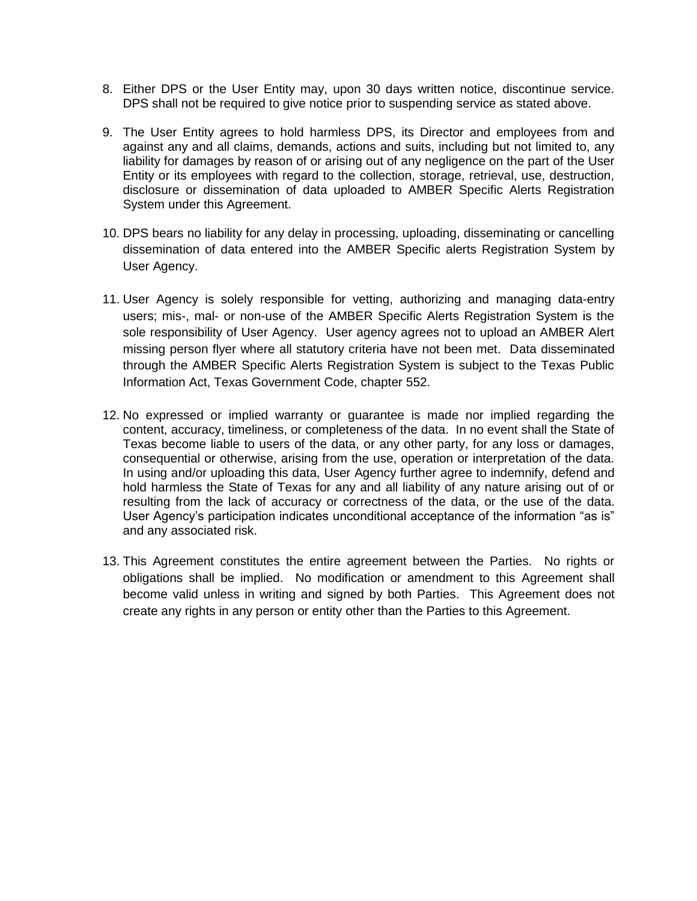8. Either DPS or the User Entity may, upon 30 days written notice, discontinue service. DPS shall not be required to give notice prior to suspending service as stated above.

9. The User Entity agrees to hold harmless DPS, its Director and employees from and against any and all claims, demands, actions and suits, including but not limited to, any liability for damages by reason of or arising out of any negligence on the part of the User Entity or its employees with regard to the collection, storage, retrieval, use, destruction, disclosure or dissemination of data uploaded to AMBER Specific Alerts Registration System under this Agreement.

10. DPS bears no liability for any delay in processing, uploading, disseminating or cancelling dissemination of data entered into the AMBER Specific alerts Registration System by User Agency.

11. User Agency is solely responsible for vetting, authorizing and managing data-entry users; mis-, mal- or non-use of the AMBER Specific Alerts Registration System is the sole responsibility of User Agency. User agency agrees not to upload an AMBER Alert missing person flyer where all statutory criteria have not been met. Data disseminated through the AMBER Specific Alerts Registration System is subject to the Texas Public Information Act, Texas Government Code, chapter 552.

12. No expressed or implied warranty or guarantee is made nor implied regarding the content, accuracy, timeliness, or completeness of the data. In no event shall the State of Texas become liable to users of the data, or any other party, for any loss or damages, consequential or otherwise, arising from the use, operation or interpretation of the data. In using and/or uploading this data, User Agency further agree to indemnify, defend and hold harmless the State of Texas for any and all liability of any nature arising out of or resulting from the lack of accuracy or correctness of the data, or the use of the data. User Agency's participation indicates unconditional acceptance of the information "as is" and any associated risk.

13. This Agreement constitutes the entire agreement between the Parties. No rights or obligations shall be implied. No modification or amendment to this Agreement shall become valid unless in writing and signed by both Parties. This Agreement does not create any rights in any person or entity other than the Parties to this Agreement.